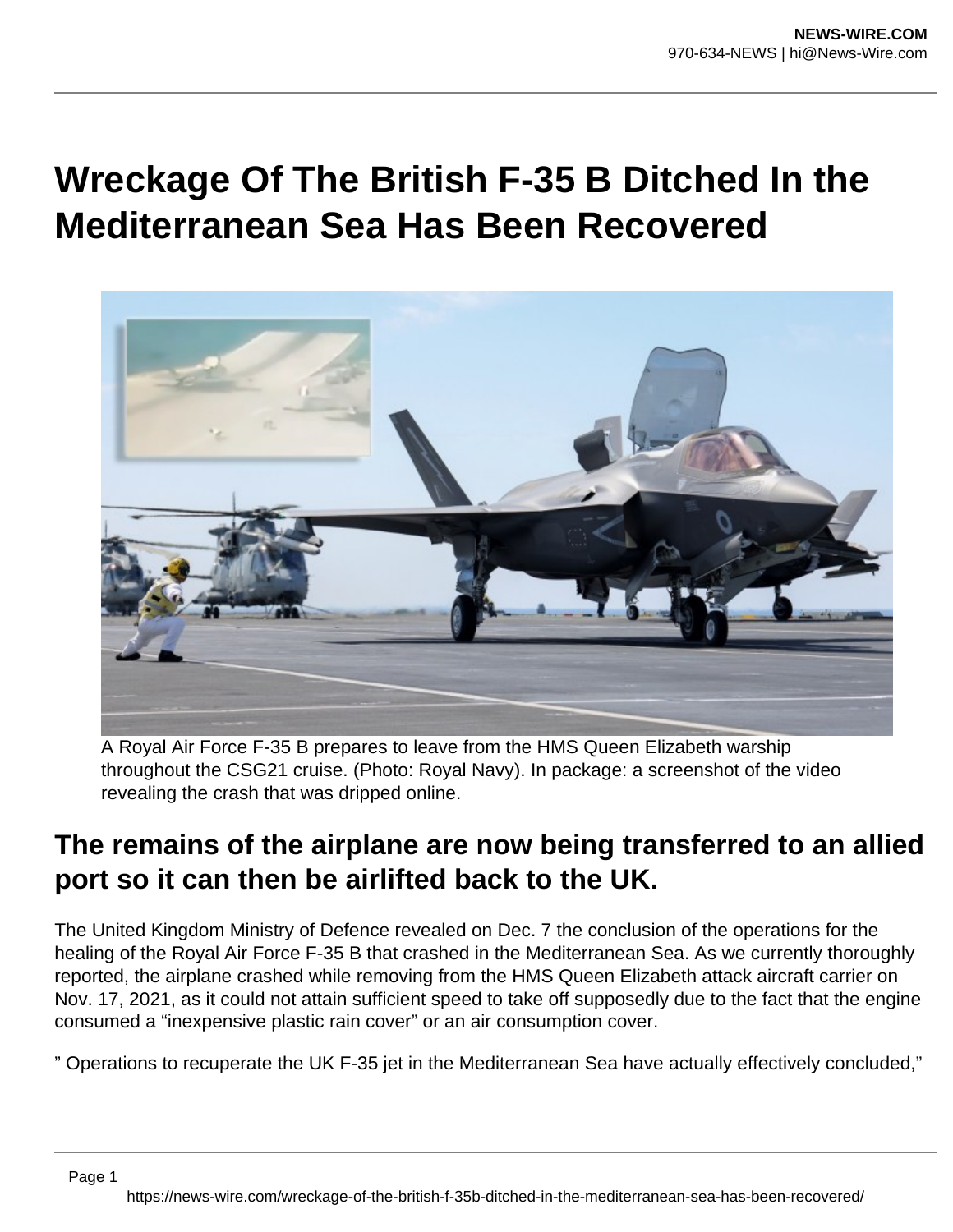# Wreckage Of The British F-35 B Ditched In the Mediterranean Sea Has Been Recovered

A Royal Air Force F-35 B prepares to leave from the HMS Queen Elizabeth warship throughout the CSG21 cruise. (Photo: Royal Navy). In package: a screenshot of the video revealing the crash that was dripped online.

## The remains of the airplane are now being transferred to an allied port so it can then be airlifted back to the UK.

The United Kingdom Ministry of Defence revealed on Dec. 7 the conclusion of the operations for the healing of the Royal Air Force F-35 B that crashed in the Mediterranean Sea. As we currently thoroughly reported, the airplane crashed while removing from the HMS Queen Elizabeth attack aircraft carrier on Nov. 17, 2021, as it could not attain sufficient speed to take off supposedly due to the fact that the engine consumed a "inexpensive plastic rain cover" or an air consumption cover.

" Operations to recuperate the UK F-35 jet in the Mediterranean Sea have actually effectively concluded,"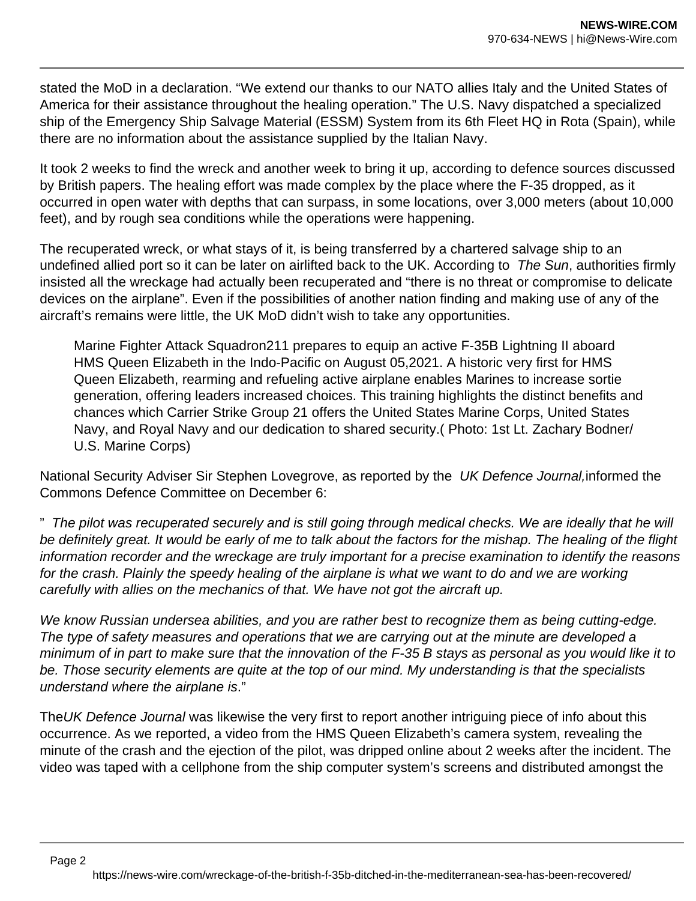stated the MoD in a declaration. "We extend our thanks to our NATO allies Italy and the United States of America for their assistance throughout the healing operation." The U.S. Navy dispatched a specialized ship of the Emergency Ship Salvage Material (ESSM) System from its 6th Fleet HQ in Rota (Spain), while there are no information about the assistance supplied by the Italian Navy.

It took 2 weeks to find the wreck and another week to bring it up, according to defence sources discussed by British papers. The healing effort was made complex by the place where the F-35 dropped, as it occurred in open water with depths that can surpass, in some locations, over 3,000 meters (about 10,000 feet), and by rough sea conditions while the operations were happening.

The recuperated wreck, or what stays of it, is being transferred by a chartered salvage ship to an undefined allied port so it can be later on airlifted back to the UK. According to *The Sun*, authorities firmly insisted all the wreckage had actually been recuperated and "there is no threat or compromise to delicate devices on the airplane". Even if the possibilities of another nation finding and making use of any of the aircraft's remains were little, the UK MoD didn't wish to take any opportunities.

> Marine Fighter Attack Squadron211 prepares to equip an active F-35B Lightning II aboard HMS Queen Elizabeth in the Indo-Pacific on August 05,2021. A historic very first for HMS Queen Elizabeth, rearming and refueling active airplane enables Marines to increase sortie generation, offering leaders increased choices. This training highlights the distinct benefits and chances which Carrier Strike Group 21 offers the United States Marine Corps, United States Navy, and Royal Navy and our dedication to shared security.( Photo: 1st Lt. Zachary Bodner/ U.S. Marine Corps)

National Security Adviser Sir Stephen Lovegrove, as reported by the *UK Defence Journal,*informed the Commons Defence Committee on December 6:

" *The pilot was recuperated securely and is still going through medical checks. We are ideally that he will be definitely great. It would be early of me to talk about the factors for the mishap. The healing of the flight information recorder and the wreckage are truly important for a precise examination to identify the reasons for the crash. Plainly the speedy healing of the airplane is what we want to do and we are working carefully with allies on the mechanics of that. We have not got the aircraft up.*

*We know Russian undersea abilities, and you are rather best to recognize them as being cutting-edge. The type of safety measures and operations that we are carrying out at the minute are developed a minimum of in part to make sure that the innovation of the F-35 B stays as personal as you would like it to be. Those security elements are quite at the top of our mind. My understanding is that the specialists understand where the airplane is*."

The*UK Defence Journal* was likewise the very first to report another intriguing piece of info about this occurrence. As we reported, a video from the HMS Queen Elizabeth's camera system, revealing the minute of the crash and the ejection of the pilot, was dripped online about 2 weeks after the incident. The video was taped with a cellphone from the ship computer system's screens and distributed amongst the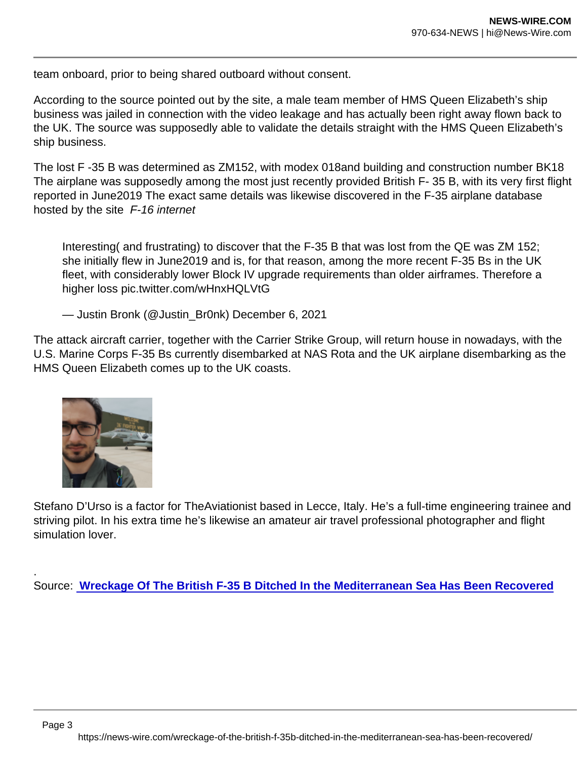team onboard, prior to being shared outboard without consent.

According to the source pointed out by the site, a male team member of HMS Queen Elizabeth's ship business was jailed in connection with the video leakage and has actually been right away flown back to the UK. The source was supposedly able to validate the details straight with the HMS Queen Elizabeth's ship business.

The lost F -35 B was determined as ZM152, with modex 018and building and construction number BK18 The airplane was supposedly among the most just recently provided British F- 35 B, with its very first flight reported in June2019 The exact same details was likewise discovered in the F-35 airplane database hosted by the site *F-16 internet*

> Interesting( and frustrating) to discover that the F-35 B that was lost from the QE was ZM 152; she initially flew in June2019 and is, for that reason, among the more recent F-35 Bs in the UK fleet, with considerably lower Block IV upgrade requirements than older airframes. Therefore a higher loss pic.twitter.com/wHnxHQLVtG
>
> — Justin Bronk (@Justin_Br0nk) December 6, 2021

The attack aircraft carrier, together with the Carrier Strike Group, will return house in nowadays, with the U.S. Marine Corps F-35 Bs currently disembarked at NAS Rota and the UK airplane disembarking as the HMS Queen Elizabeth comes up to the UK coasts.

Stefano D'Urso is a factor for TheAviationist based in Lecce, Italy. He's a full-time engineering trainee and striving pilot. In his extra time he's likewise an amateur air travel professional photographer and flight simulation lover.

.
Source: [Wreckage Of The British F-35 B Ditched In the Mediterranean Sea Has Been Recovered](https://news-wire.com/wreckage-of-the-british-f-35b-ditched-in-the-mediterranean-sea-has-been-recovered/)